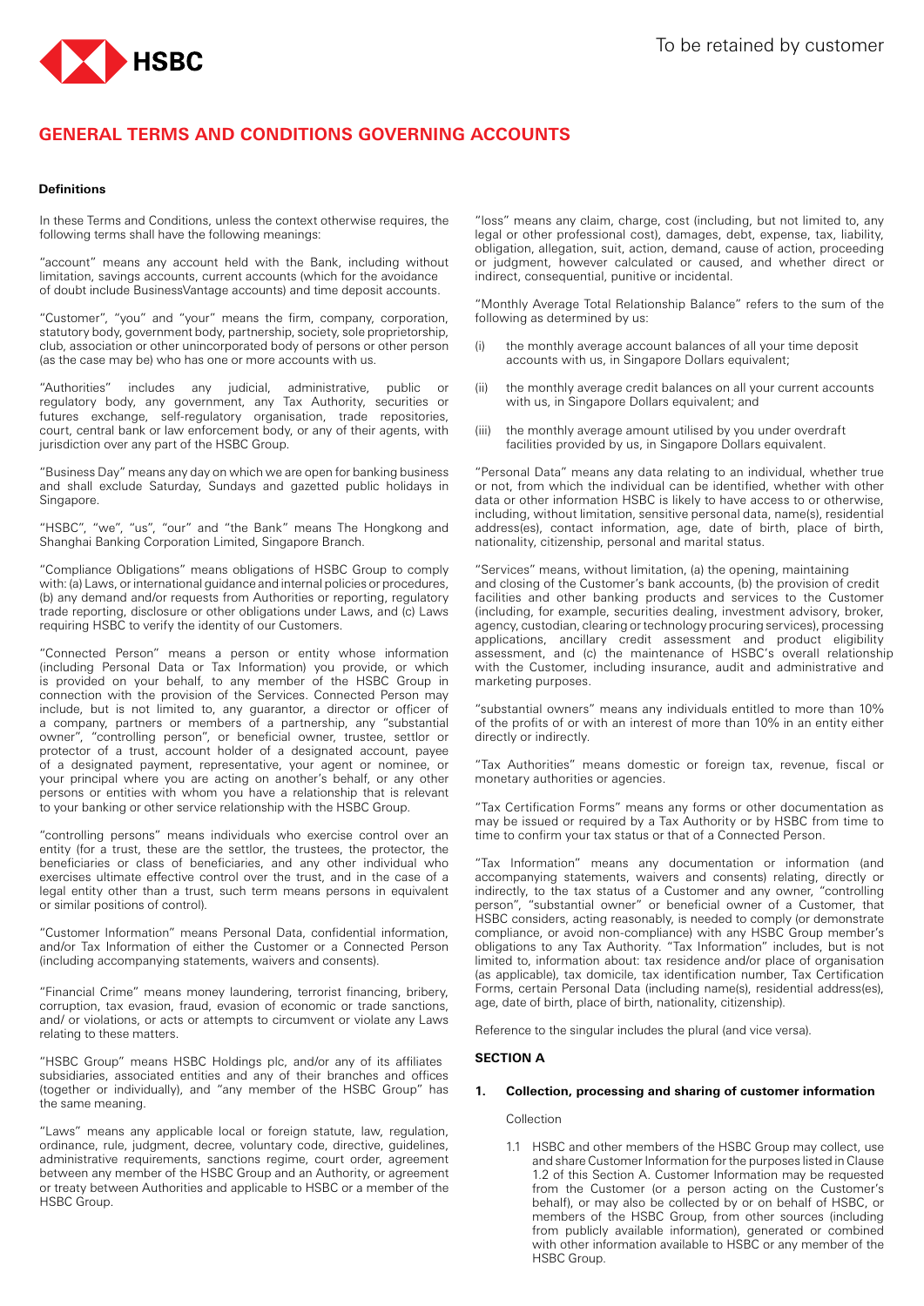To be retained by customer

# GENERAL TERMS AND CONDITIONS GOVERNING ACCOUNTS

**Definitions**

In these Terms and Conditions, unless the context otherwise requires, the following terms shall have the following meanings:

"account" means any account held with the Bank, including without limitation, savings accounts, current accounts (which for the avoidance of doubt include BusinessVantage accounts) and time deposit accounts.

"Customer", "you" and "your" means the firm, company, corporation, statutory body, government body, partnership, society, sole proprietorship, club, association or other unincorporated body of persons or other person (as the case may be) who has one or more accounts with us.

"Authorities" includes any judicial, administrative, public or regulatory body, any government, any Tax Authority, securities or futures exchange, self-regulatory organisation, trade repositories, court, central bank or law enforcement body, or any of their agents, with jurisdiction over any part of the HSBC Group.

"Business Day" means any day on which we are open for banking business and shall exclude Saturday, Sundays and gazetted public holidays in Singapore.

"HSBC", "we", "us", "our" and "the Bank" means The Hongkong and Shanghai Banking Corporation Limited, Singapore Branch.

"Compliance Obligations" means obligations of HSBC Group to comply with: (a) Laws, or international guidance and internal policies or procedures, (b) any demand and/or requests from Authorities or reporting, regulatory trade reporting, disclosure or other obligations under Laws, and (c) Laws requiring HSBC to verify the identity of our Customers.

"Connected Person" means a person or entity whose information (including Personal Data or Tax Information) you provide, or which is provided on your behalf, to any member of the HSBC Group in connection with the provision of the Services. Connected Person may include, but is not limited to, any guarantor, a director or officer of a company, partners or members of a partnership, any "substantial owner", "controlling person", or beneficial owner, trustee, settlor or protector of a trust, account holder of a designated account, payee of a designated payment, representative, your agent or nominee, or your principal where you are acting on another's behalf, or any other persons or entities with whom you have a relationship that is relevant to your banking or other service relationship with the HSBC Group.

"controlling persons" means individuals who exercise control over an entity (for a trust, these are the settlor, the trustees, the protector, the beneficiaries or class of beneficiaries, and any other individual who exercises ultimate effective control over the trust, and in the case of a legal entity other than a trust, such term means persons in equivalent or similar positions of control).

"Customer Information" means Personal Data, confidential information, and/or Tax Information of either the Customer or a Connected Person (including accompanying statements, waivers and consents).

"Financial Crime" means money laundering, terrorist financing, bribery, corruption, tax evasion, fraud, evasion of economic or trade sanctions, and/ or violations, or acts or attempts to circumvent or violate any Laws relating to these matters.

"HSBC Group" means HSBC Holdings plc, and/or any of its affiliates subsidiaries, associated entities and any of their branches and offices (together or individually), and "any member of the HSBC Group" has the same meaning.

"Laws" means any applicable local or foreign statute, law, regulation, ordinance, rule, judgment, decree, voluntary code, directive, guidelines, administrative requirements, sanctions regime, court order, agreement between any member of the HSBC Group and an Authority, or agreement or treaty between Authorities and applicable to HSBC or a member of the HSBC Group.

"loss" means any claim, charge, cost (including, but not limited to, any legal or other professional cost), damages, debt, expense, tax, liability, obligation, allegation, suit, action, demand, cause of action, proceeding or judgment, however calculated or caused, and whether direct or indirect, consequential, punitive or incidental.

"Monthly Average Total Relationship Balance" refers to the sum of the following as determined by us:

(i) the monthly average account balances of all your time deposit accounts with us, in Singapore Dollars equivalent;

(ii) the monthly average credit balances on all your current accounts with us, in Singapore Dollars equivalent; and

(iii) the monthly average amount utilised by you under overdraft facilities provided by us, in Singapore Dollars equivalent.

"Personal Data" means any data relating to an individual, whether true or not, from which the individual can be identified, whether with other data or other information HSBC is likely to have access to or otherwise, including, without limitation, sensitive personal data, name(s), residential address(es), contact information, age, date of birth, place of birth, nationality, citizenship, personal and marital status.

"Services" means, without limitation, (a) the opening, maintaining and closing of the Customer's bank accounts, (b) the provision of credit facilities and other banking products and services to the Customer (including, for example, securities dealing, investment advisory, broker, agency, custodian, clearing or technology procuring services), processing applications, ancillary credit assessment and product eligibility assessment, and (c) the maintenance of HSBC's overall relationship with the Customer, including insurance, audit and administrative and marketing purposes.

"substantial owners" means any individuals entitled to more than 10% of the profits of or with an interest of more than 10% in an entity either directly or indirectly.

"Tax Authorities" means domestic or foreign tax, revenue, fiscal or monetary authorities or agencies.

"Tax Certification Forms" means any forms or other documentation as may be issued or required by a Tax Authority or by HSBC from time to time to confirm your tax status or that of a Connected Person.

"Tax Information" means any documentation or information (and accompanying statements, waivers and consents) relating, directly or indirectly, to the tax status of a Customer and any owner, "controlling person", "substantial owner" or beneficial owner of a Customer, that HSBC considers, acting reasonably, is needed to comply (or demonstrate compliance, or avoid non-compliance) with any HSBC Group member's obligations to any Tax Authority. "Tax Information" includes, but is not limited to, information about: tax residence and/or place of organisation (as applicable), tax domicile, tax identification number, Tax Certification Forms, certain Personal Data (including name(s), residential address(es), age, date of birth, place of birth, nationality, citizenship).

Reference to the singular includes the plural (and vice versa).

## SECTION A

### 1. Collection, processing and sharing of customer information

Collection

1.1 HSBC and other members of the HSBC Group may collect, use and share Customer Information for the purposes listed in Clause 1.2 of this Section A. Customer Information may be requested from the Customer (or a person acting on the Customer's behalf), or may also be collected by or on behalf of HSBC, or members of the HSBC Group, from other sources (including from publicly available information), generated or combined with other information available to HSBC or any member of the HSBC Group.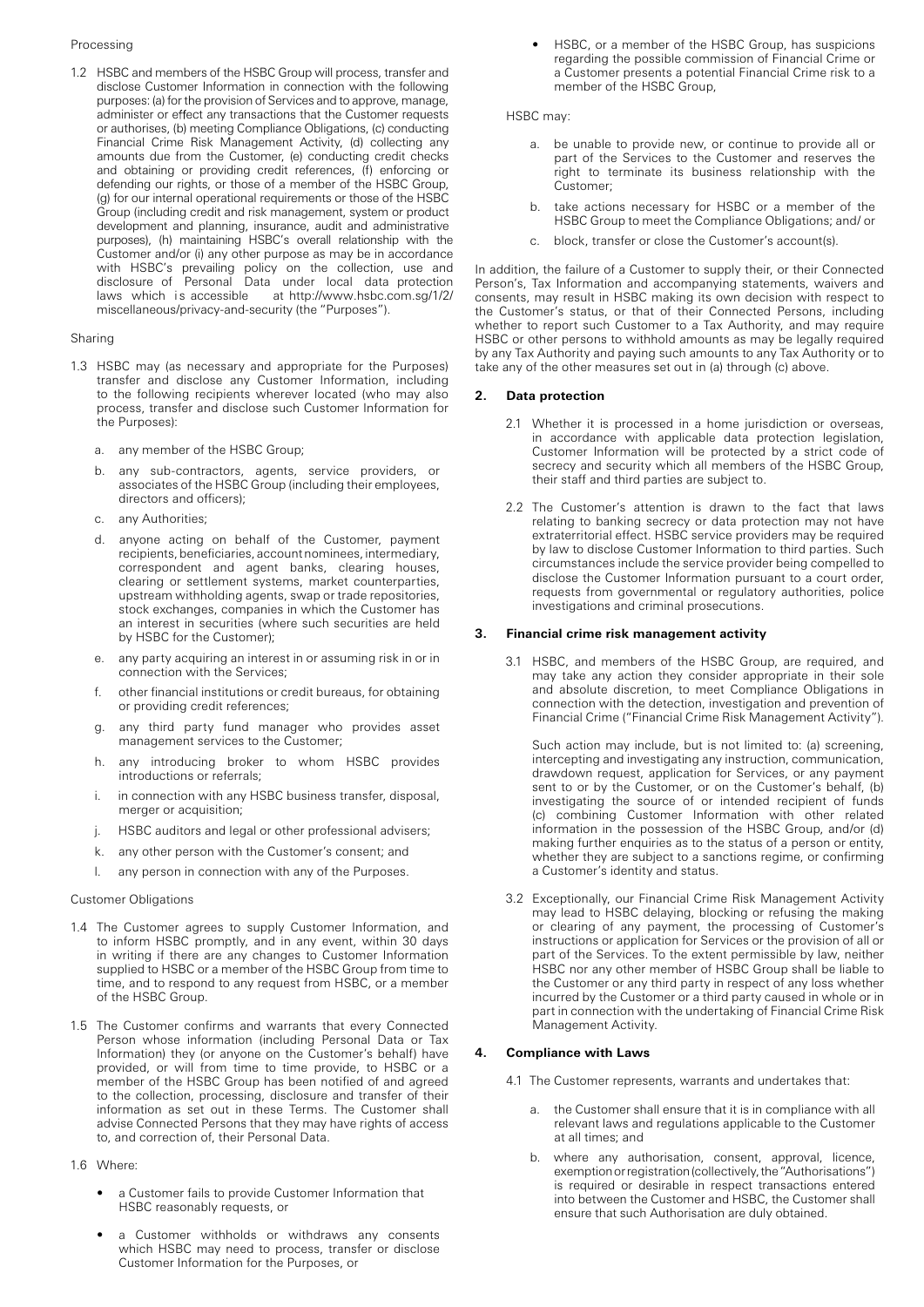Processing

1.2 HSBC and members of the HSBC Group will process, transfer and disclose Customer Information in connection with the following purposes: (a) for the provision of Services and to approve, manage, administer or effect any transactions that the Customer requests or authorises, (b) meeting Compliance Obligations, (c) conducting Financial Crime Risk Management Activity, (d) collecting any amounts due from the Customer, (e) conducting credit checks and obtaining or providing credit references, (f) enforcing or defending our rights, or those of a member of the HSBC Group, (g) for our internal operational requirements or those of the HSBC Group (including credit and risk management, system or product development and planning, insurance, audit and administrative purposes), (h) maintaining HSBC's overall relationship with the Customer and/or (i) any other purpose as may be in accordance with HSBC's prevailing policy on the collection, use and disclosure of Personal Data under local data protection laws which is accessible at http://www.hsbc.com.sg/1/2/miscellaneous/privacy-and-security (the "Purposes").

Sharing

1.3 HSBC may (as necessary and appropriate for the Purposes) transfer and disclose any Customer Information, including to the following recipients wherever located (who may also process, transfer and disclose such Customer Information for the Purposes):

   a. any member of the HSBC Group;
   b. any sub-contractors, agents, service providers, or associates of the HSBC Group (including their employees, directors and officers);
   c. any Authorities;
   d. anyone acting on behalf of the Customer, payment recipients, beneficiaries, account nominees, intermediary, correspondent and agent banks, clearing houses, clearing or settlement systems, market counterparties, upstream withholding agents, swap or trade repositories, stock exchanges, companies in which the Customer has an interest in securities (where such securities are held by HSBC for the Customer);
   e. any party acquiring an interest in or assuming risk in or in connection with the Services;
   f. other financial institutions or credit bureaus, for obtaining or providing credit references;
   g. any third party fund manager who provides asset management services to the Customer;
   h. any introducing broker to whom HSBC provides introductions or referrals;
   i. in connection with any HSBC business transfer, disposal, merger or acquisition;
   j. HSBC auditors and legal or other professional advisers;
   k. any other person with the Customer's consent; and
   l. any person in connection with any of the Purposes.

Customer Obligations

1.4 The Customer agrees to supply Customer Information, and to inform HSBC promptly, and in any event, within 30 days in writing if there are any changes to Customer Information supplied to HSBC or a member of the HSBC Group from time to time, and to respond to any request from HSBC, or a member of the HSBC Group.

1.5 The Customer confirms and warrants that every Connected Person whose information (including Personal Data or Tax Information) they (or anyone on the Customer's behalf) have provided, or will from time to time provide, to HSBC or a member of the HSBC Group has been notified of and agreed to the collection, processing, disclosure and transfer of their information as set out in these Terms. The Customer shall advise Connected Persons that they may have rights of access to, and correction of, their Personal Data.

1.6 Where:

- a Customer fails to provide Customer Information that HSBC reasonably requests, or
- a Customer withholds or withdraws any consents which HSBC may need to process, transfer or disclose Customer Information for the Purposes, or
- HSBC, or a member of the HSBC Group, has suspicions regarding the possible commission of Financial Crime or a Customer presents a potential Financial Crime risk to a member of the HSBC Group,

HSBC may:

   a. be unable to provide new, or continue to provide all or part of the Services to the Customer and reserves the right to terminate its business relationship with the Customer;
   b. take actions necessary for HSBC or a member of the HSBC Group to meet the Compliance Obligations; and/ or
   c. block, transfer or close the Customer's account(s).

In addition, the failure of a Customer to supply their, or their Connected Person's, Tax Information and accompanying statements, waivers and consents, may result in HSBC making its own decision with respect to the Customer's status, or that of their Connected Persons, including whether to report such Customer to a Tax Authority, and may require HSBC or other persons to withhold amounts as may be legally required by any Tax Authority and paying such amounts to any Tax Authority or to take any of the other measures set out in (a) through (c) above.

## 2. Data protection

2.1 Whether it is processed in a home jurisdiction or overseas, in accordance with applicable data protection legislation, Customer Information will be protected by a strict code of secrecy and security which all members of the HSBC Group, their staff and third parties are subject to.

2.2 The Customer's attention is drawn to the fact that laws relating to banking secrecy or data protection may not have extraterritorial effect. HSBC service providers may be required by law to disclose Customer Information to third parties. Such circumstances include the service provider being compelled to disclose the Customer Information pursuant to a court order, requests from governmental or regulatory authorities, police investigations and criminal prosecutions.

## 3. Financial crime risk management activity

3.1 HSBC, and members of the HSBC Group, are required, and may take any action they consider appropriate in their sole and absolute discretion, to meet Compliance Obligations in connection with the detection, investigation and prevention of Financial Crime ("Financial Crime Risk Management Activity").

Such action may include, but is not limited to: (a) screening, intercepting and investigating any instruction, communication, drawdown request, application for Services, or any payment sent to or by the Customer, or on the Customer's behalf, (b) investigating the source of or intended recipient of funds (c) combining Customer Information with other related information in the possession of the HSBC Group, and/or (d) making further enquiries as to the status of a person or entity, whether they are subject to a sanctions regime, or confirming a Customer's identity and status.

3.2 Exceptionally, our Financial Crime Risk Management Activity may lead to HSBC delaying, blocking or refusing the making or clearing of any payment, the processing of Customer's instructions or application for Services or the provision of all or part of the Services. To the extent permissible by law, neither HSBC nor any other member of HSBC Group shall be liable to the Customer or any third party in respect of any loss whether incurred by the Customer or a third party caused in whole or in part in connection with the undertaking of Financial Crime Risk Management Activity.

## 4. Compliance with Laws

4.1 The Customer represents, warrants and undertakes that:

   a. the Customer shall ensure that it is in compliance with all relevant laws and regulations applicable to the Customer at all times; and
   b. where any authorisation, consent, approval, licence, exemption or registration (collectively, the "Authorisations") is required or desirable in respect transactions entered into between the Customer and HSBC, the Customer shall ensure that such Authorisation are duly obtained.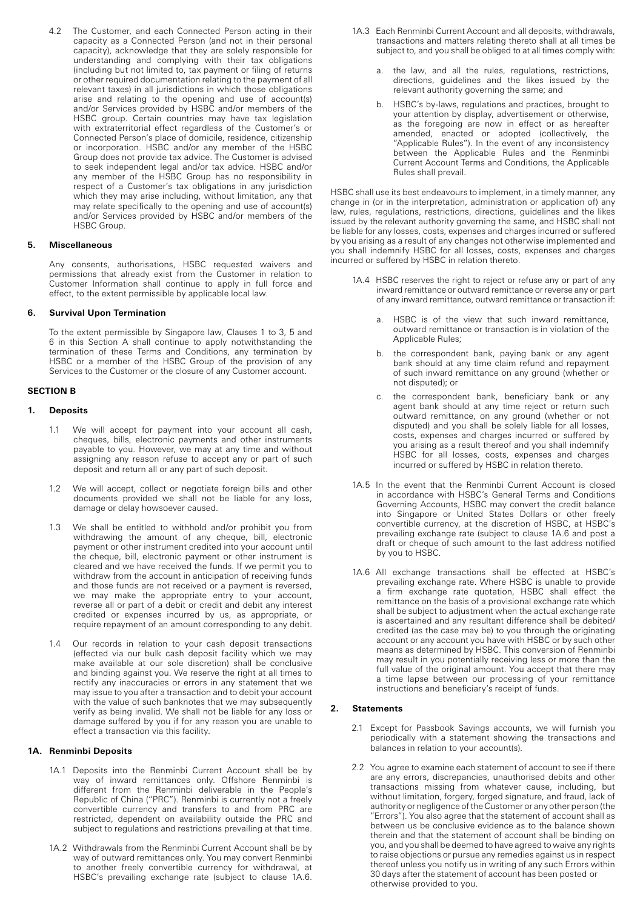4.2 The Customer, and each Connected Person acting in their capacity as a Connected Person (and not in their personal capacity), acknowledge that they are solely responsible for understanding and complying with their tax obligations (including but not limited to, tax payment or filing of returns or other required documentation relating to the payment of all relevant taxes) in all jurisdictions in which those obligations arise and relating to the opening and use of account(s) and/or Services provided by HSBC and/or members of the HSBC group. Certain countries may have tax legislation with extraterritorial effect regardless of the Customer's or Connected Person's place of domicile, residence, citizenship or incorporation. HSBC and/or any member of the HSBC Group does not provide tax advice. The Customer is advised to seek independent legal and/or tax advice. HSBC and/or any member of the HSBC Group has no responsibility in respect of a Customer's tax obligations in any jurisdiction which they may arise including, without limitation, any that may relate specifically to the opening and use of account(s) and/or Services provided by HSBC and/or members of the HSBC Group.

### 5. Miscellaneous

Any consents, authorisations, HSBC requested waivers and permissions that already exist from the Customer in relation to Customer Information shall continue to apply in full force and effect, to the extent permissible by applicable local law.

### 6. Survival Upon Termination

To the extent permissible by Singapore law, Clauses 1 to 3, 5 and 6 in this Section A shall continue to apply notwithstanding the termination of these Terms and Conditions, any termination by HSBC or a member of the HSBC Group of the provision of any Services to the Customer or the closure of any Customer account.

## SECTION B

### 1. Deposits

1.1 We will accept for payment into your account all cash, cheques, bills, electronic payments and other instruments payable to you. However, we may at any time and without assigning any reason refuse to accept any or part of such deposit and return all or any part of such deposit.

1.2 We will accept, collect or negotiate foreign bills and other documents provided we shall not be liable for any loss, damage or delay howsoever caused.

1.3 We shall be entitled to withhold and/or prohibit you from withdrawing the amount of any cheque, bill, electronic payment or other instrument credited into your account until the cheque, bill, electronic payment or other instrument is cleared and we have received the funds. If we permit you to withdraw from the account in anticipation of receiving funds and those funds are not received or a payment is reversed, we may make the appropriate entry to your account, reverse all or part of a debit or credit and debit any interest credited or expenses incurred by us, as appropriate, or require repayment of an amount corresponding to any debit.

1.4 Our records in relation to your cash deposit transactions (effected via our bulk cash deposit facility which we may make available at our sole discretion) shall be conclusive and binding against you. We reserve the right at all times to rectify any inaccuracies or errors in any statement that we may issue to you after a transaction and to debit your account with the value of such banknotes that we may subsequently verify as being invalid. We shall not be liable for any loss or damage suffered by you if for any reason you are unable to effect a transaction via this facility.

### 1A. Renminbi Deposits

1A.1 Deposits into the Renminbi Current Account shall be by way of inward remittances only. Offshore Renminbi is different from the Renminbi deliverable in the People's Republic of China ("PRC"). Renminbi is currently not a freely convertible currency and transfers to and from PRC are restricted, dependent on availability outside the PRC and subject to regulations and restrictions prevailing at that time.

1A.2 Withdrawals from the Renminbi Current Account shall be by way of outward remittances only. You may convert Renminbi to another freely convertible currency for withdrawal, at HSBC's prevailing exchange rate (subject to clause 1A.6.

1A.3 Each Renminbi Current Account and all deposits, withdrawals, transactions and matters relating thereto shall at all times be subject to, and you shall be obliged to at all times comply with:

a. the law, and all the rules, regulations, restrictions, directions, guidelines and the likes issued by the relevant authority governing the same; and

b. HSBC's by-laws, regulations and practices, brought to your attention by display, advertisement or otherwise, as the foregoing are now in effect or as hereafter amended, enacted or adopted (collectively, the "Applicable Rules"). In the event of any inconsistency between the Applicable Rules and the Renminbi Current Account Terms and Conditions, the Applicable Rules shall prevail.

HSBC shall use its best endeavours to implement, in a timely manner, any change in (or in the interpretation, administration or application of) any law, rules, regulations, restrictions, directions, guidelines and the likes issued by the relevant authority governing the same, and HSBC shall not be liable for any losses, costs, expenses and charges incurred or suffered by you arising as a result of any changes not otherwise implemented and you shall indemnify HSBC for all losses, costs, expenses and charges incurred or suffered by HSBC in relation thereto.

1A.4 HSBC reserves the right to reject or refuse any or part of any inward remittance or outward remittance or reverse any or part of any inward remittance, outward remittance or transaction if:

a. HSBC is of the view that such inward remittance, outward remittance or transaction is in violation of the Applicable Rules;

b. the correspondent bank, paying bank or any agent bank should at any time claim refund and repayment of such inward remittance on any ground (whether or not disputed); or

c. the correspondent bank, beneficiary bank or any agent bank should at any time reject or return such outward remittance, on any ground (whether or not disputed) and you shall be solely liable for all losses, costs, expenses and charges incurred or suffered by you arising as a result thereof and you shall indemnify HSBC for all losses, costs, expenses and charges incurred or suffered by HSBC in relation thereto.

1A.5 In the event that the Renminbi Current Account is closed in accordance with HSBC's General Terms and Conditions Governing Accounts, HSBC may convert the credit balance into Singapore or United States Dollars or other freely convertible currency, at the discretion of HSBC, at HSBC's prevailing exchange rate (subject to clause 1A.6 and post a draft or cheque of such amount to the last address notified by you to HSBC.

1A.6 All exchange transactions shall be effected at HSBC's prevailing exchange rate. Where HSBC is unable to provide a firm exchange rate quotation, HSBC shall effect the remittance on the basis of a provisional exchange rate which shall be subject to adjustment when the actual exchange rate is ascertained and any resultant difference shall be debited/credited (as the case may be) to you through the originating account or any account you have with HSBC or by such other means as determined by HSBC. This conversion of Renminbi may result in you potentially receiving less or more than the full value of the original amount. You accept that there may a time lapse between our processing of your remittance instructions and beneficiary's receipt of funds.

### 2. Statements

2.1 Except for Passbook Savings accounts, we will furnish you periodically with a statement showing the transactions and balances in relation to your account(s).

2.2 You agree to examine each statement of account to see if there are any errors, discrepancies, unauthorised debits and other transactions missing from whatever cause, including, but without limitation, forgery, forged signature, and fraud, lack of authority or negligence of the Customer or any other person (the "Errors"). You also agree that the statement of account shall as between us be conclusive evidence as to the balance shown therein and that the statement of account shall be binding on you, and you shall be deemed to have agreed to waive any rights to raise objections or pursue any remedies against us in respect thereof unless you notify us in writing of any such Errors within 30 days after the statement of account has been posted or otherwise provided to you.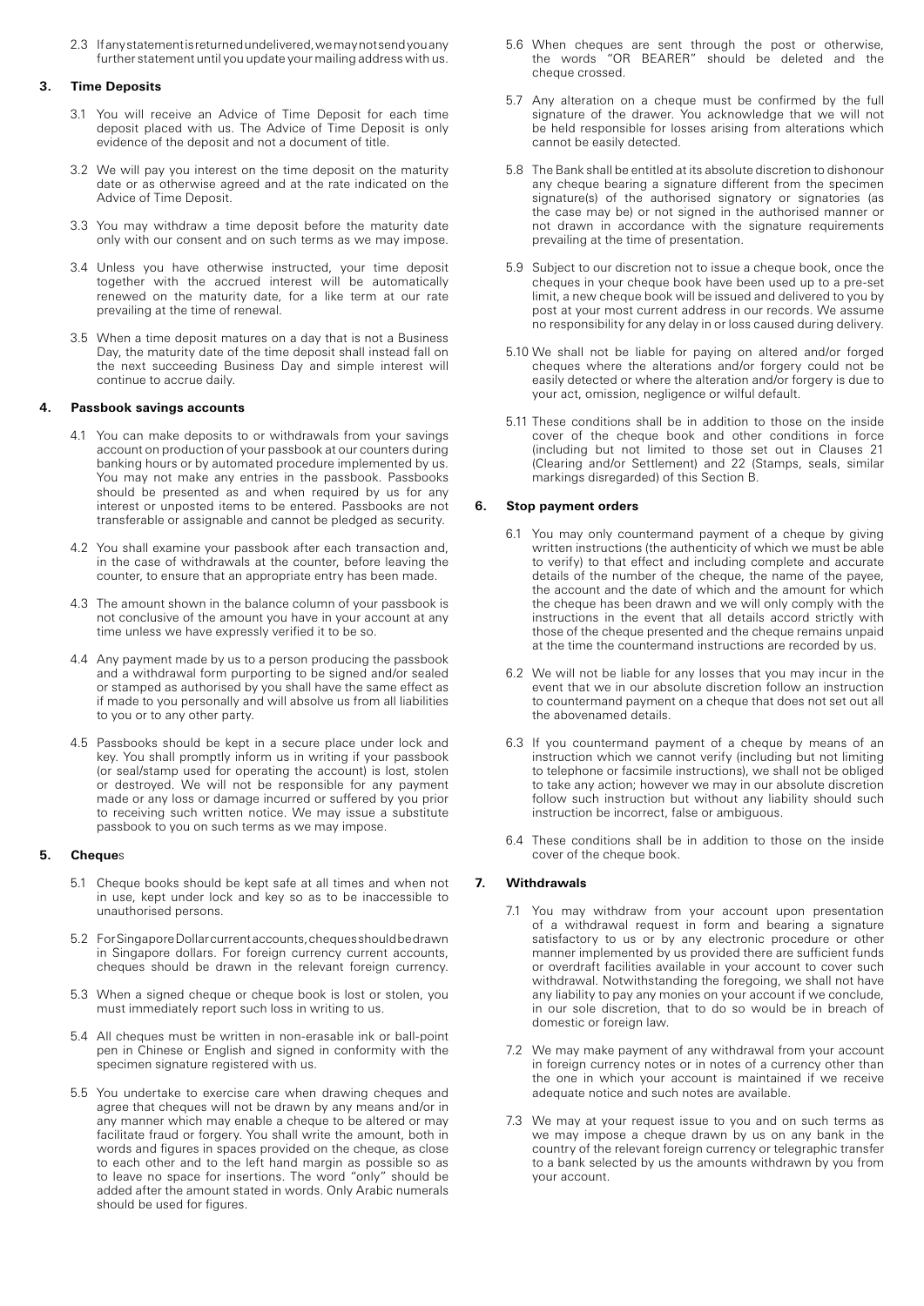2.3 If any statement is returned undelivered, we may not send you any further statement until you update your mailing address with us.

### 3. Time Deposits

3.1 You will receive an Advice of Time Deposit for each time deposit placed with us. The Advice of Time Deposit is only evidence of the deposit and not a document of title.

3.2 We will pay you interest on the time deposit on the maturity date or as otherwise agreed and at the rate indicated on the Advice of Time Deposit.

3.3 You may withdraw a time deposit before the maturity date only with our consent and on such terms as we may impose.

3.4 Unless you have otherwise instructed, your time deposit together with the accrued interest will be automatically renewed on the maturity date, for a like term at our rate prevailing at the time of renewal.

3.5 When a time deposit matures on a day that is not a Business Day, the maturity date of the time deposit shall instead fall on the next succeeding Business Day and simple interest will continue to accrue daily.

### 4. Passbook savings accounts

4.1 You can make deposits to or withdrawals from your savings account on production of your passbook at our counters during banking hours or by automated procedure implemented by us. You may not make any entries in the passbook. Passbooks should be presented as and when required by us for any interest or unposted items to be entered. Passbooks are not transferable or assignable and cannot be pledged as security.

4.2 You shall examine your passbook after each transaction and, in the case of withdrawals at the counter, before leaving the counter, to ensure that an appropriate entry has been made.

4.3 The amount shown in the balance column of your passbook is not conclusive of the amount you have in your account at any time unless we have expressly verified it to be so.

4.4 Any payment made by us to a person producing the passbook and a withdrawal form purporting to be signed and/or sealed or stamped as authorised by you shall have the same effect as if made to you personally and will absolve us from all liabilities to you or to any other party.

4.5 Passbooks should be kept in a secure place under lock and key. You shall promptly inform us in writing if your passbook (or seal/stamp used for operating the account) is lost, stolen or destroyed. We will not be responsible for any payment made or any loss or damage incurred or suffered by you prior to receiving such written notice. We may issue a substitute passbook to you on such terms as we may impose.

### 5. Cheques

5.1 Cheque books should be kept safe at all times and when not in use, kept under lock and key so as to be inaccessible to unauthorised persons.

5.2 For Singapore Dollar current accounts, cheques should be drawn in Singapore dollars. For foreign currency current accounts, cheques should be drawn in the relevant foreign currency.

5.3 When a signed cheque or cheque book is lost or stolen, you must immediately report such loss in writing to us.

5.4 All cheques must be written in non-erasable ink or ball-point pen in Chinese or English and signed in conformity with the specimen signature registered with us.

5.5 You undertake to exercise care when drawing cheques and agree that cheques will not be drawn by any means and/or in any manner which may enable a cheque to be altered or may facilitate fraud or forgery. You shall write the amount, both in words and figures in spaces provided on the cheque, as close to each other and to the left hand margin as possible so as to leave no space for insertions. The word "only" should be added after the amount stated in words. Only Arabic numerals should be used for figures.

5.6 When cheques are sent through the post or otherwise, the words "OR BEARER" should be deleted and the cheque crossed.

5.7 Any alteration on a cheque must be confirmed by the full signature of the drawer. You acknowledge that we will not be held responsible for losses arising from alterations which cannot be easily detected.

5.8 The Bank shall be entitled at its absolute discretion to dishonour any cheque bearing a signature different from the specimen signature(s) of the authorised signatory or signatories (as the case may be) or not signed in the authorised manner or not drawn in accordance with the signature requirements prevailing at the time of presentation.

5.9 Subject to our discretion not to issue a cheque book, once the cheques in your cheque book have been used up to a pre-set limit, a new cheque book will be issued and delivered to you by post at your most current address in our records. We assume no responsibility for any delay in or loss caused during delivery.

5.10 We shall not be liable for paying on altered and/or forged cheques where the alterations and/or forgery could not be easily detected or where the alteration and/or forgery is due to your act, omission, negligence or wilful default.

5.11 These conditions shall be in addition to those on the inside cover of the cheque book and other conditions in force (including but not limited to those set out in Clauses 21 (Clearing and/or Settlement) and 22 (Stamps, seals, similar markings disregarded) of this Section B.

### 6. Stop payment orders

6.1 You may only countermand payment of a cheque by giving written instructions (the authenticity of which we must be able to verify) to that effect and including complete and accurate details of the number of the cheque, the name of the payee, the account and the date of which and the amount for which the cheque has been drawn and we will only comply with the instructions in the event that all details accord strictly with those of the cheque presented and the cheque remains unpaid at the time the countermand instructions are recorded by us.

6.2 We will not be liable for any losses that you may incur in the event that we in our absolute discretion follow an instruction to countermand payment on a cheque that does not set out all the abovenamed details.

6.3 If you countermand payment of a cheque by means of an instruction which we cannot verify (including but not limiting to telephone or facsimile instructions), we shall not be obliged to take any action; however we may in our absolute discretion follow such instruction but without any liability should such instruction be incorrect, false or ambiguous.

6.4 These conditions shall be in addition to those on the inside cover of the cheque book.

### 7. Withdrawals

7.1 You may withdraw from your account upon presentation of a withdrawal request in form and bearing a signature satisfactory to us or by any electronic procedure or other manner implemented by us provided there are sufficient funds or overdraft facilities available in your account to cover such withdrawal. Notwithstanding the foregoing, we shall not have any liability to pay any monies on your account if we conclude, in our sole discretion, that to do so would be in breach of domestic or foreign law.

7.2 We may make payment of any withdrawal from your account in foreign currency notes or in notes of a currency other than the one in which your account is maintained if we receive adequate notice and such notes are available.

7.3 We may at your request issue to you and on such terms as we may impose a cheque drawn by us on any bank in the country of the relevant foreign currency or telegraphic transfer to a bank selected by us the amounts withdrawn by you from your account.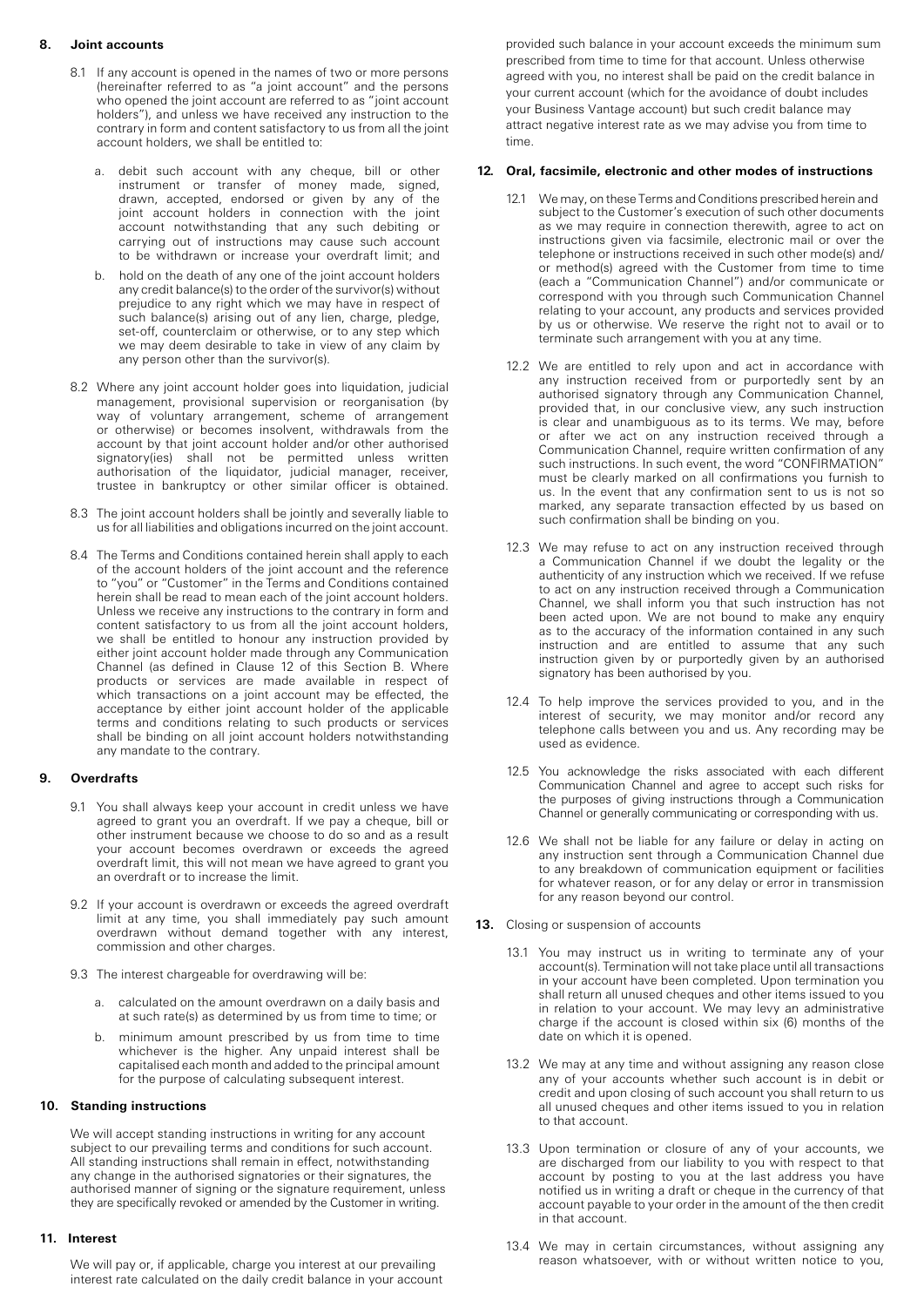## 8. Joint accounts

8.1 If any account is opened in the names of two or more persons (hereinafter referred to as "a joint account" and the persons who opened the joint account are referred to as "joint account holders"), and unless we have received any instruction to the contrary in form and content satisfactory to us from all the joint account holders, we shall be entitled to:

a. debit such account with any cheque, bill or other instrument or transfer of money made, signed, drawn, accepted, endorsed or given by any of the joint account holders in connection with the joint account notwithstanding that any such debiting or carrying out of instructions may cause such account to be withdrawn or increase your overdraft limit; and

b. hold on the death of any one of the joint account holders any credit balance(s) to the order of the survivor(s) without prejudice to any right which we may have in respect of such balance(s) arising out of any lien, charge, pledge, set-off, counterclaim or otherwise, or to any step which we may deem desirable to take in view of any claim by any person other than the survivor(s).

8.2 Where any joint account holder goes into liquidation, judicial management, provisional supervision or reorganisation (by way of voluntary arrangement, scheme of arrangement or otherwise) or becomes insolvent, withdrawals from the account by that joint account holder and/or other authorised signatory(ies) shall not be permitted unless written authorisation of the liquidator, judicial manager, receiver, trustee in bankruptcy or other similar officer is obtained.

8.3 The joint account holders shall be jointly and severally liable to us for all liabilities and obligations incurred on the joint account.

8.4 The Terms and Conditions contained herein shall apply to each of the account holders of the joint account and the reference to "you" or "Customer" in the Terms and Conditions contained herein shall be read to mean each of the joint account holders. Unless we receive any instructions to the contrary in form and content satisfactory to us from all the joint account holders, we shall be entitled to honour any instruction provided by either joint account holder made through any Communication Channel (as defined in Clause 12 of this Section B. Where products or services are made available in respect of which transactions on a joint account may be effected, the acceptance by either joint account holder of the applicable terms and conditions relating to such products or services shall be binding on all joint account holders notwithstanding any mandate to the contrary.

## 9. Overdrafts

9.1 You shall always keep your account in credit unless we have agreed to grant you an overdraft. If we pay a cheque, bill or other instrument because we choose to do so and as a result your account becomes overdrawn or exceeds the agreed overdraft limit, this will not mean we have agreed to grant you an overdraft or to increase the limit.

9.2 If your account is overdrawn or exceeds the agreed overdraft limit at any time, you shall immediately pay such amount overdrawn without demand together with any interest, commission and other charges.

9.3 The interest chargeable for overdrawing will be:

a. calculated on the amount overdrawn on a daily basis and at such rate(s) as determined by us from time to time; or

b. minimum amount prescribed by us from time to time whichever is the higher. Any unpaid interest shall be capitalised each month and added to the principal amount for the purpose of calculating subsequent interest.

## 10. Standing instructions

We will accept standing instructions in writing for any account subject to our prevailing terms and conditions for such account. All standing instructions shall remain in effect, notwithstanding any change in the authorised signatories or their signatures, the authorised manner of signing or the signature requirement, unless they are specifically revoked or amended by the Customer in writing.

## 11. Interest

We will pay or, if applicable, charge you interest at our prevailing interest rate calculated on the daily credit balance in your account provided such balance in your account exceeds the minimum sum prescribed from time to time for that account. Unless otherwise agreed with you, no interest shall be paid on the credit balance in your current account (which for the avoidance of doubt includes your Business Vantage account) but such credit balance may attract negative interest rate as we may advise you from time to time.

## 12. Oral, facsimile, electronic and other modes of instructions

12.1 We may, on these Terms and Conditions prescribed herein and subject to the Customer's execution of such other documents as we may require in connection therewith, agree to act on instructions given via facsimile, electronic mail or over the telephone or instructions received in such other mode(s) and/or method(s) agreed with the Customer from time to time (each a "Communication Channel") and/or communicate or correspond with you through such Communication Channel relating to your account, any products and services provided by us or otherwise. We reserve the right not to avail or to terminate such arrangement with you at any time.

12.2 We are entitled to rely upon and act in accordance with any instruction received from or purportedly sent by an authorised signatory through any Communication Channel, provided that, in our conclusive view, any such instruction is clear and unambiguous as to its terms. We may, before or after we act on any instruction received through a Communication Channel, require written confirmation of any such instructions. In such event, the word "CONFIRMATION" must be clearly marked on all confirmations you furnish to us. In the event that any confirmation sent to us is not so marked, any separate transaction effected by us based on such confirmation shall be binding on you.

12.3 We may refuse to act on any instruction received through a Communication Channel if we doubt the legality or the authenticity of any instruction which we received. If we refuse to act on any instruction received through a Communication Channel, we shall inform you that such instruction has not been acted upon. We are not bound to make any enquiry as to the accuracy of the information contained in any such instruction and are entitled to assume that any such instruction given by or purportedly given by an authorised signatory has been authorised by you.

12.4 To help improve the services provided to you, and in the interest of security, we may monitor and/or record any telephone calls between you and us. Any recording may be used as evidence.

12.5 You acknowledge the risks associated with each different Communication Channel and agree to accept such risks for the purposes of giving instructions through a Communication Channel or generally communicating or corresponding with us.

12.6 We shall not be liable for any failure or delay in acting on any instruction sent through a Communication Channel due to any breakdown of communication equipment or facilities for whatever reason, or for any delay or error in transmission for any reason beyond our control.

## 13. Closing or suspension of accounts

13.1 You may instruct us in writing to terminate any of your account(s). Termination will not take place until all transactions in your account have been completed. Upon termination you shall return all unused cheques and other items issued to you in relation to your account. We may levy an administrative charge if the account is closed within six (6) months of the date on which it is opened.

13.2 We may at any time and without assigning any reason close any of your accounts whether such account is in debit or credit and upon closing of such account you shall return to us all unused cheques and other items issued to you in relation to that account.

13.3 Upon termination or closure of any of your accounts, we are discharged from our liability to you with respect to that account by posting to you at the last address you have notified us in writing a draft or cheque in the currency of that account payable to your order in the amount of the then credit in that account.

13.4 We may in certain circumstances, without assigning any reason whatsoever, with or without written notice to you,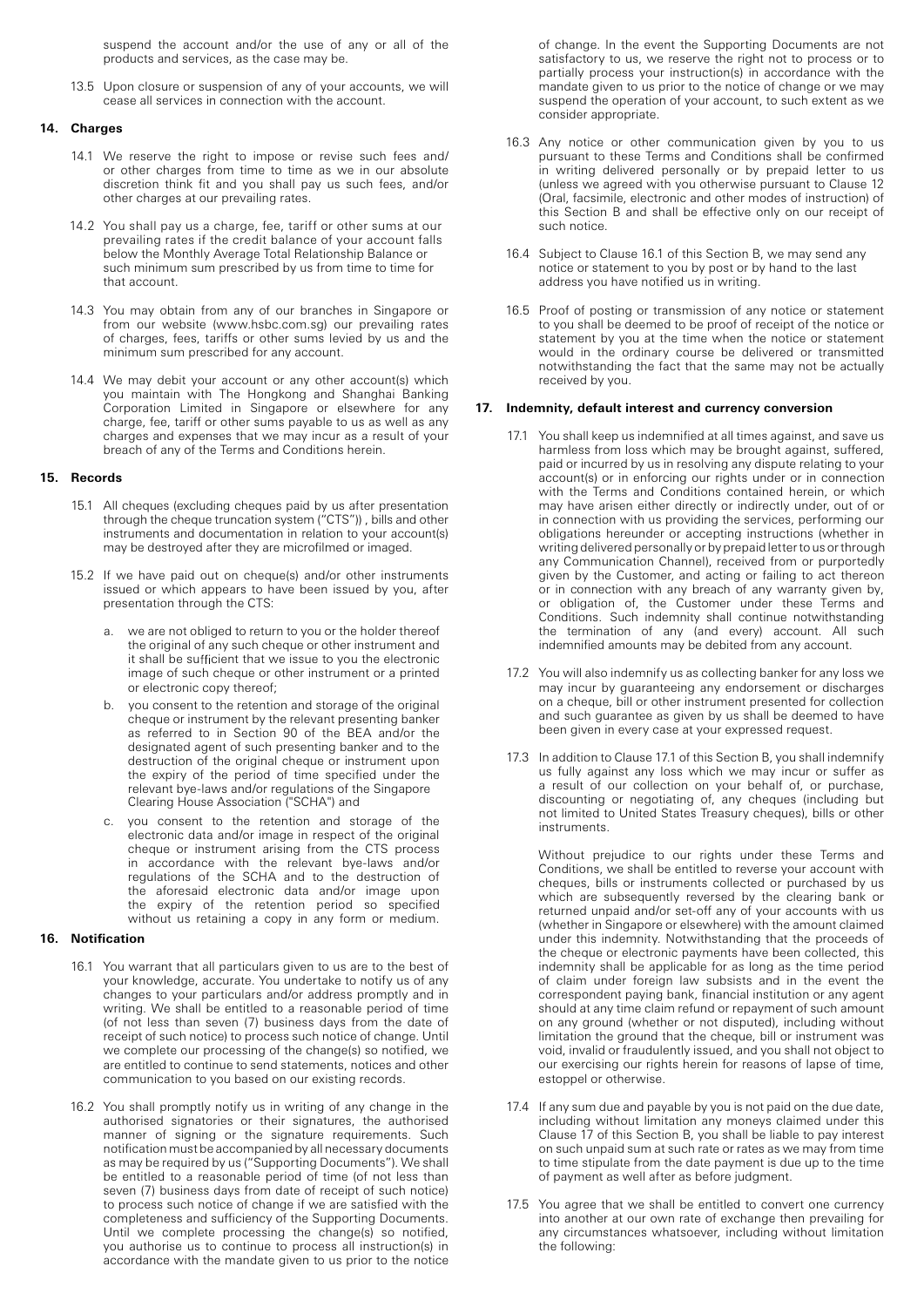suspend the account and/or the use of any or all of the products and services, as the case may be.

13.5 Upon closure or suspension of any of your accounts, we will cease all services in connection with the account.

## 14. Charges

14.1 We reserve the right to impose or revise such fees and/or other charges from time to time as we in our absolute discretion think fit and you shall pay us such fees, and/or other charges at our prevailing rates.

14.2 You shall pay us a charge, fee, tariff or other sums at our prevailing rates if the credit balance of your account falls below the Monthly Average Total Relationship Balance or such minimum sum prescribed by us from time to time for that account.

14.3 You may obtain from any of our branches in Singapore or from our website (www.hsbc.com.sg) our prevailing rates of charges, fees, tariffs or other sums levied by us and the minimum sum prescribed for any account.

14.4 We may debit your account or any other account(s) which you maintain with The Hongkong and Shanghai Banking Corporation Limited in Singapore or elsewhere for any charge, fee, tariff or other sums payable to us as well as any charges and expenses that we may incur as a result of your breach of any of the Terms and Conditions herein.

## 15. Records

15.1 All cheques (excluding cheques paid by us after presentation through the cheque truncation system ("CTS")) , bills and other instruments and documentation in relation to your account(s) may be destroyed after they are microfilmed or imaged.

15.2 If we have paid out on cheque(s) and/or other instruments issued or which appears to have been issued by you, after presentation through the CTS:

a. we are not obliged to return to you or the holder thereof the original of any such cheque or other instrument and it shall be sufficient that we issue to you the electronic image of such cheque or other instrument or a printed or electronic copy thereof;

b. you consent to the retention and storage of the original cheque or instrument by the relevant presenting banker as referred to in Section 90 of the BEA and/or the designated agent of such presenting banker and to the destruction of the original cheque or instrument upon the expiry of the period of time specified under the relevant bye-laws and/or regulations of the Singapore Clearing House Association ("SCHA") and

c. you consent to the retention and storage of the electronic data and/or image in respect of the original cheque or instrument arising from the CTS process in accordance with the relevant bye-laws and/or regulations of the SCHA and to the destruction of the aforesaid electronic data and/or image upon the expiry of the retention period so specified without us retaining a copy in any form or medium.

## 16. Notification

16.1 You warrant that all particulars given to us are to the best of your knowledge, accurate. You undertake to notify us of any changes to your particulars and/or address promptly and in writing. We shall be entitled to a reasonable period of time (of not less than seven (7) business days from the date of receipt of such notice) to process such notice of change. Until we complete our processing of the change(s) so notified, we are entitled to continue to send statements, notices and other communication to you based on our existing records.

16.2 You shall promptly notify us in writing of any change in the authorised signatories or their signatures, the authorised manner of signing or the signature requirements. Such notification must be accompanied by all necessary documents as may be required by us ("Supporting Documents"). We shall be entitled to a reasonable period of time (of not less than seven (7) business days from date of receipt of such notice) to process such notice of change if we are satisfied with the completeness and sufficiency of the Supporting Documents. Until we complete processing the change(s) so notified, you authorise us to continue to process all instruction(s) in accordance with the mandate given to us prior to the notice of change. In the event the Supporting Documents are not satisfactory to us, we reserve the right not to process or to partially process your instruction(s) in accordance with the mandate given to us prior to the notice of change or we may suspend the operation of your account, to such extent as we consider appropriate.

16.3 Any notice or other communication given by you to us pursuant to these Terms and Conditions shall be confirmed in writing delivered personally or by prepaid letter to us (unless we agreed with you otherwise pursuant to Clause 12 (Oral, facsimile, electronic and other modes of instruction) of this Section B and shall be effective only on our receipt of such notice.

16.4 Subject to Clause 16.1 of this Section B, we may send any notice or statement to you by post or by hand to the last address you have notified us in writing.

16.5 Proof of posting or transmission of any notice or statement to you shall be deemed to be proof of receipt of the notice or statement by you at the time when the notice or statement would in the ordinary course be delivered or transmitted notwithstanding the fact that the same may not be actually received by you.

## 17. Indemnity, default interest and currency conversion

17.1 You shall keep us indemnified at all times against, and save us harmless from loss which may be brought against, suffered, paid or incurred by us in resolving any dispute relating to your account(s) or in enforcing our rights under or in connection with the Terms and Conditions contained herein, or which may have arisen either directly or indirectly under, out of or in connection with us providing the services, performing our obligations hereunder or accepting instructions (whether in writing delivered personally or by prepaid letter to us or through any Communication Channel), received from or purportedly given by the Customer, and acting or failing to act thereon or in connection with any breach of any warranty given by, or obligation of, the Customer under these Terms and Conditions. Such indemnity shall continue notwithstanding the termination of any (and every) account. All such indemnified amounts may be debited from any account.

17.2 You will also indemnify us as collecting banker for any loss we may incur by guaranteeing any endorsement or discharges on a cheque, bill or other instrument presented for collection and such guarantee as given by us shall be deemed to have been given in every case at your expressed request.

17.3 In addition to Clause 17.1 of this Section B, you shall indemnify us fully against any loss which we may incur or suffer as a result of our collection on your behalf of, or purchase, discounting or negotiating of, any cheques (including but not limited to United States Treasury cheques), bills or other instruments.

Without prejudice to our rights under these Terms and Conditions, we shall be entitled to reverse your account with cheques, bills or instruments collected or purchased by us which are subsequently reversed by the clearing bank or returned unpaid and/or set-off any of your accounts with us (whether in Singapore or elsewhere) with the amount claimed under this indemnity. Notwithstanding that the proceeds of the cheque or electronic payments have been collected, this indemnity shall be applicable for as long as the time period of claim under foreign law subsists and in the event the correspondent paying bank, financial institution or any agent should at any time claim refund or repayment of such amount on any ground (whether or not disputed), including without limitation the ground that the cheque, bill or instrument was void, invalid or fraudulently issued, and you shall not object to our exercising our rights herein for reasons of lapse of time, estoppel or otherwise.

17.4 If any sum due and payable by you is not paid on the due date, including without limitation any moneys claimed under this Clause 17 of this Section B, you shall be liable to pay interest on such unpaid sum at such rate or rates as we may from time to time stipulate from the date payment is due up to the time of payment as well after as before judgment.

17.5 You agree that we shall be entitled to convert one currency into another at our own rate of exchange then prevailing for any circumstances whatsoever, including without limitation the following: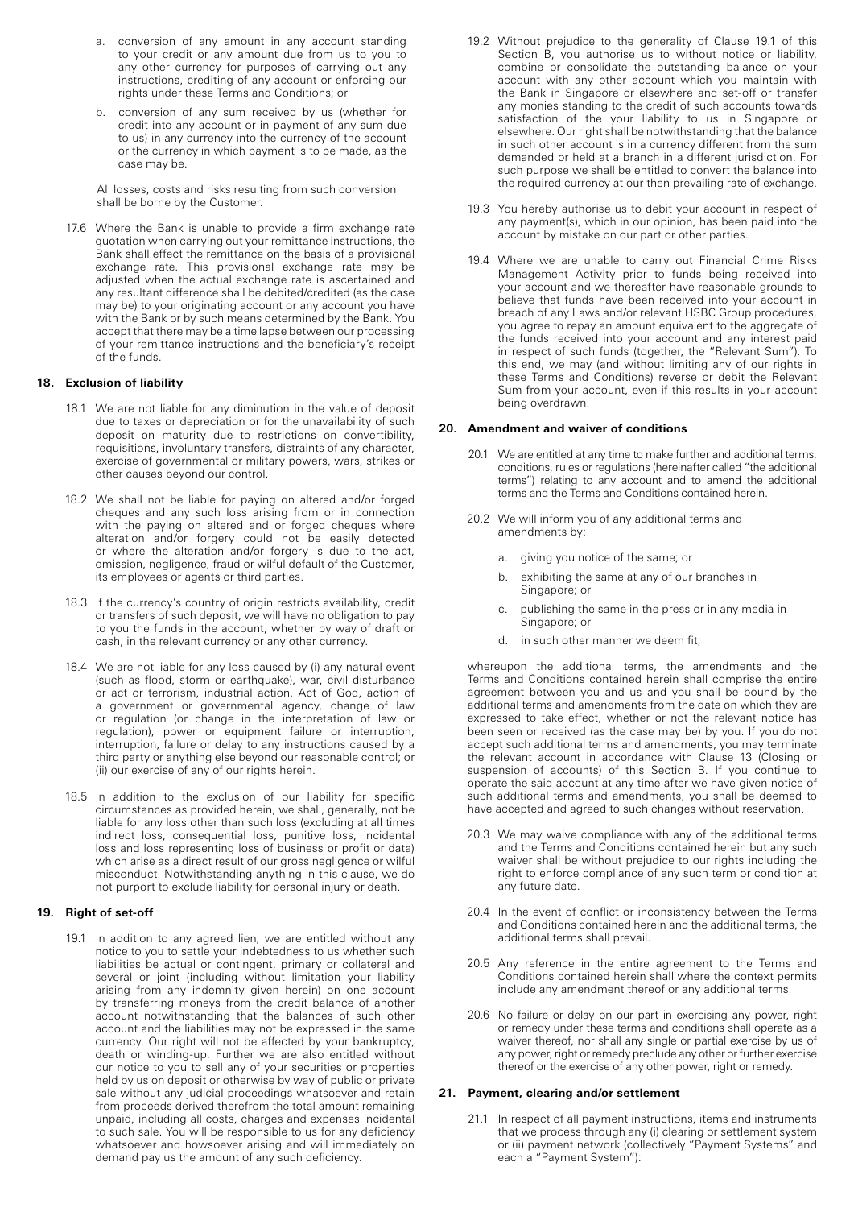a. conversion of any amount in any account standing to your credit or any amount due from us to you to any other currency for purposes of carrying out any instructions, crediting of any account or enforcing our rights under these Terms and Conditions; or

b. conversion of any sum received by us (whether for credit into any account or in payment of any sum due to us) in any currency into the currency of the account or the currency in which payment is to be made, as the case may be.

All losses, costs and risks resulting from such conversion shall be borne by the Customer.

17.6 Where the Bank is unable to provide a firm exchange rate quotation when carrying out your remittance instructions, the Bank shall effect the remittance on the basis of a provisional exchange rate. This provisional exchange rate may be adjusted when the actual exchange rate is ascertained and any resultant difference shall be debited/credited (as the case may be) to your originating account or any account you have with the Bank or by such means determined by the Bank. You accept that there may be a time lapse between our processing of your remittance instructions and the beneficiary's receipt of the funds.

## 18. Exclusion of liability

18.1 We are not liable for any diminution in the value of deposit due to taxes or depreciation or for the unavailability of such deposit on maturity due to restrictions on convertibility, requisitions, involuntary transfers, distraints of any character, exercise of governmental or military powers, wars, strikes or other causes beyond our control.

18.2 We shall not be liable for paying on altered and/or forged cheques and any such loss arising from or in connection with the paying on altered and or forged cheques where alteration and/or forgery could not be easily detected or where the alteration and/or forgery is due to the act, omission, negligence, fraud or wilful default of the Customer, its employees or agents or third parties.

18.3 If the currency's country of origin restricts availability, credit or transfers of such deposit, we will have no obligation to pay to you the funds in the account, whether by way of draft or cash, in the relevant currency or any other currency.

18.4 We are not liable for any loss caused by (i) any natural event (such as flood, storm or earthquake), war, civil disturbance or act or terrorism, industrial action, Act of God, action of a government or governmental agency, change of law or regulation (or change in the interpretation of law or regulation), power or equipment failure or interruption, interruption, failure or delay to any instructions caused by a third party or anything else beyond our reasonable control; or (ii) our exercise of any of our rights herein.

18.5 In addition to the exclusion of our liability for specific circumstances as provided herein, we shall, generally, not be liable for any loss other than such loss (excluding at all times indirect loss, consequential loss, punitive loss, incidental loss and loss representing loss of business or profit or data) which arise as a direct result of our gross negligence or wilful misconduct. Notwithstanding anything in this clause, we do not purport to exclude liability for personal injury or death.

## 19. Right of set-off

19.1 In addition to any agreed lien, we are entitled without any notice to you to settle your indebtedness to us whether such liabilities be actual or contingent, primary or collateral and several or joint (including without limitation your liability arising from any indemnity given herein) on one account by transferring moneys from the credit balance of another account notwithstanding that the balances of such other account and the liabilities may not be expressed in the same currency. Our right will not be affected by your bankruptcy, death or winding-up. Further we are also entitled without our notice to you to sell any of your securities or properties held by us on deposit or otherwise by way of public or private sale without any judicial proceedings whatsoever and retain from proceeds derived therefrom the total amount remaining unpaid, including all costs, charges and expenses incidental to such sale. You will be responsible to us for any deficiency whatsoever and howsoever arising and will immediately on demand pay us the amount of any such deficiency.

19.2 Without prejudice to the generality of Clause 19.1 of this Section B, you authorise us to without notice or liability, combine or consolidate the outstanding balance on your account with any other account which you maintain with the Bank in Singapore or elsewhere and set-off or transfer any monies standing to the credit of such accounts towards satisfaction of the your liability to us in Singapore or elsewhere. Our right shall be notwithstanding that the balance in such other account is in a currency different from the sum demanded or held at a branch in a different jurisdiction. For such purpose we shall be entitled to convert the balance into the required currency at our then prevailing rate of exchange.

19.3 You hereby authorise us to debit your account in respect of any payment(s), which in our opinion, has been paid into the account by mistake on our part or other parties.

19.4 Where we are unable to carry out Financial Crime Risks Management Activity prior to funds being received into your account and we thereafter have reasonable grounds to believe that funds have been received into your account in breach of any Laws and/or relevant HSBC Group procedures, you agree to repay an amount equivalent to the aggregate of the funds received into your account and any interest paid in respect of such funds (together, the "Relevant Sum"). To this end, we may (and without limiting any of our rights in these Terms and Conditions) reverse or debit the Relevant Sum from your account, even if this results in your account being overdrawn.

## 20. Amendment and waiver of conditions

20.1 We are entitled at any time to make further and additional terms, conditions, rules or regulations (hereinafter called "the additional terms") relating to any account and to amend the additional terms and the Terms and Conditions contained herein.

20.2 We will inform you of any additional terms and amendments by:

a. giving you notice of the same; or

b. exhibiting the same at any of our branches in Singapore; or

c. publishing the same in the press or in any media in Singapore; or

d. in such other manner we deem fit;

whereupon the additional terms, the amendments and the Terms and Conditions contained herein shall comprise the entire agreement between you and us and you shall be bound by the additional terms and amendments from the date on which they are expressed to take effect, whether or not the relevant notice has been seen or received (as the case may be) by you. If you do not accept such additional terms and amendments, you may terminate the relevant account in accordance with Clause 13 (Closing or suspension of accounts) of this Section B. If you continue to operate the said account at any time after we have given notice of such additional terms and amendments, you shall be deemed to have accepted and agreed to such changes without reservation.

20.3 We may waive compliance with any of the additional terms and the Terms and Conditions contained herein but any such waiver shall be without prejudice to our rights including the right to enforce compliance of any such term or condition at any future date.

20.4 In the event of conflict or inconsistency between the Terms and Conditions contained herein and the additional terms, the additional terms shall prevail.

20.5 Any reference in the entire agreement to the Terms and Conditions contained herein shall where the context permits include any amendment thereof or any additional terms.

20.6 No failure or delay on our part in exercising any power, right or remedy under these terms and conditions shall operate as a waiver thereof, nor shall any single or partial exercise by us of any power, right or remedy preclude any other or further exercise thereof or the exercise of any other power, right or remedy.

## 21. Payment, clearing and/or settlement

21.1 In respect of all payment instructions, items and instruments that we process through any (i) clearing or settlement system or (ii) payment network (collectively "Payment Systems" and each a "Payment System"):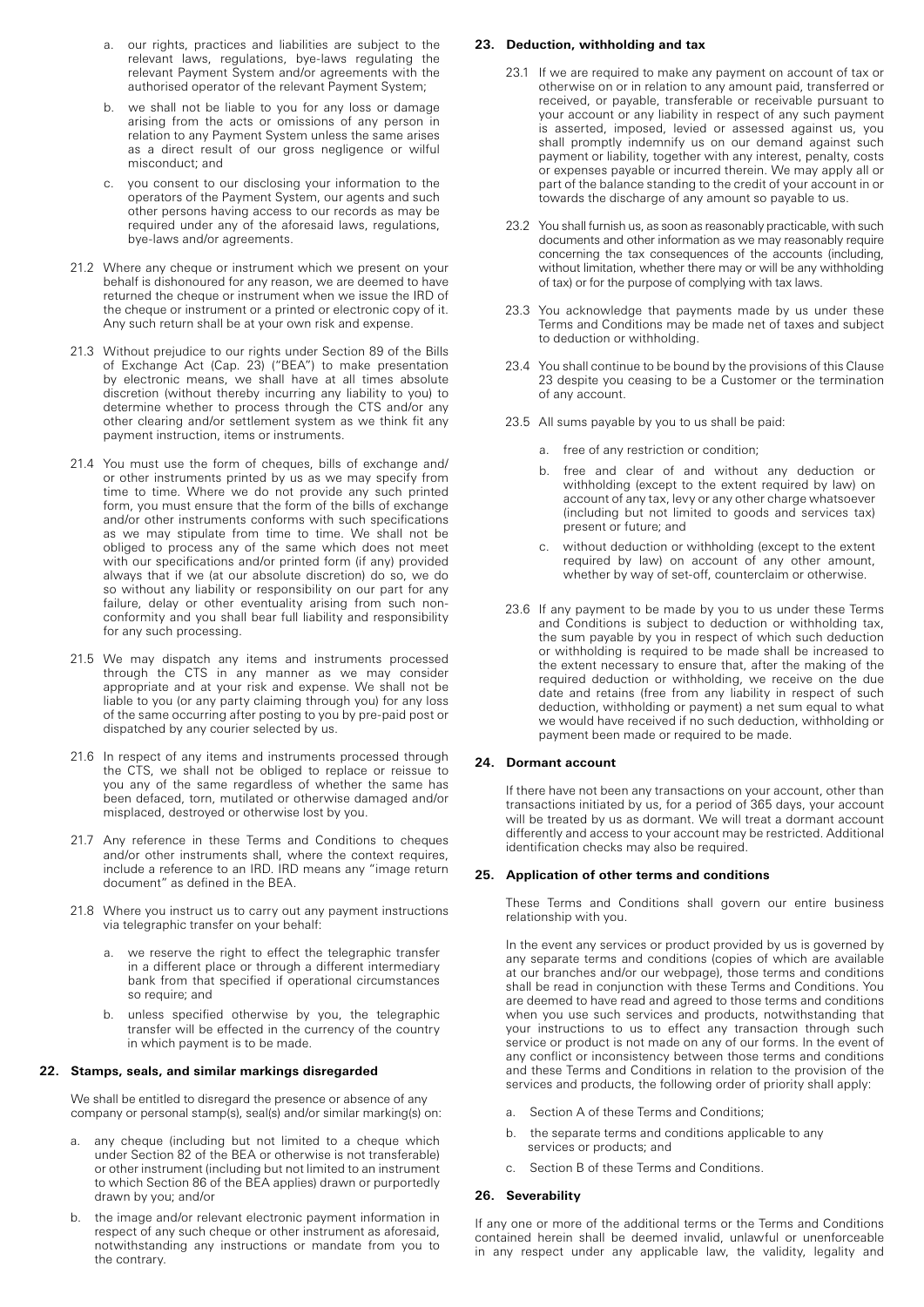a. our rights, practices and liabilities are subject to the relevant laws, regulations, bye-laws regulating the relevant Payment System and/or agreements with the authorised operator of the relevant Payment System;

b. we shall not be liable to you for any loss or damage arising from the acts or omissions of any person in relation to any Payment System unless the same arises as a direct result of our gross negligence or wilful misconduct; and

c. you consent to our disclosing your information to the operators of the Payment System, our agents and such other persons having access to our records as may be required under any of the aforesaid laws, regulations, bye-laws and/or agreements.

21.2 Where any cheque or instrument which we present on your behalf is dishonoured for any reason, we are deemed to have returned the cheque or instrument when we issue the IRD of the cheque or instrument or a printed or electronic copy of it. Any such return shall be at your own risk and expense.

21.3 Without prejudice to our rights under Section 89 of the Bills of Exchange Act (Cap. 23) ("BEA") to make presentation by electronic means, we shall have at all times absolute discretion (without thereby incurring any liability to you) to determine whether to process through the CTS and/or any other clearing and/or settlement system as we think fit any payment instruction, items or instruments.

21.4 You must use the form of cheques, bills of exchange and/or other instruments printed by us as we may specify from time to time. Where we do not provide any such printed form, you must ensure that the form of the bills of exchange and/or other instruments conforms with such specifications as we may stipulate from time to time. We shall not be obliged to process any of the same which does not meet with our specifications and/or printed form (if any) provided always that if we (at our absolute discretion) do so, we do so without any liability or responsibility on our part for any failure, delay or other eventuality arising from such non-conformity and you shall bear full liability and responsibility for any such processing.

21.5 We may dispatch any items and instruments processed through the CTS in any manner as we may consider appropriate and at your risk and expense. We shall not be liable to you (or any party claiming through you) for any loss of the same occurring after posting to you by pre-paid post or dispatched by any courier selected by us.

21.6 In respect of any items and instruments processed through the CTS, we shall not be obliged to replace or reissue to you any of the same regardless of whether the same has been defaced, torn, mutilated or otherwise damaged and/or misplaced, destroyed or otherwise lost by you.

21.7 Any reference in these Terms and Conditions to cheques and/or other instruments shall, where the context requires, include a reference to an IRD. IRD means any "image return document" as defined in the BEA.

21.8 Where you instruct us to carry out any payment instructions via telegraphic transfer on your behalf:

a. we reserve the right to effect the telegraphic transfer in a different place or through a different intermediary bank from that specified if operational circumstances so require; and

b. unless specified otherwise by you, the telegraphic transfer will be effected in the currency of the country in which payment is to be made.

## 22. Stamps, seals, and similar markings disregarded

We shall be entitled to disregard the presence or absence of any company or personal stamp(s), seal(s) and/or similar marking(s) on:

a. any cheque (including but not limited to a cheque which under Section 82 of the BEA or otherwise is not transferable) or other instrument (including but not limited to an instrument to which Section 86 of the BEA applies) drawn or purportedly drawn by you; and/or

b. the image and/or relevant electronic payment information in respect of any such cheque or other instrument as aforesaid, notwithstanding any instructions or mandate from you to the contrary.

## 23. Deduction, withholding and tax

23.1 If we are required to make any payment on account of tax or otherwise on or in relation to any amount paid, transferred or received, or payable, transferable or receivable pursuant to your account or any liability in respect of any such payment is asserted, imposed, levied or assessed against us, you shall promptly indemnify us on our demand against such payment or liability, together with any interest, penalty, costs or expenses payable or incurred therein. We may apply all or part of the balance standing to the credit of your account in or towards the discharge of any amount so payable to us.

23.2 You shall furnish us, as soon as reasonably practicable, with such documents and other information as we may reasonably require concerning the tax consequences of the accounts (including, without limitation, whether there may or will be any withholding of tax) or for the purpose of complying with tax laws.

23.3 You acknowledge that payments made by us under these Terms and Conditions may be made net of taxes and subject to deduction or withholding.

23.4 You shall continue to be bound by the provisions of this Clause 23 despite you ceasing to be a Customer or the termination of any account.

23.5 All sums payable by you to us shall be paid:

a. free of any restriction or condition;

b. free and clear of and without any deduction or withholding (except to the extent required by law) on account of any tax, levy or any other charge whatsoever (including but not limited to goods and services tax) present or future; and

c. without deduction or withholding (except to the extent required by law) on account of any other amount, whether by way of set-off, counterclaim or otherwise.

23.6 If any payment to be made by you to us under these Terms and Conditions is subject to deduction or withholding tax, the sum payable by you in respect of which such deduction or withholding is required to be made shall be increased to the extent necessary to ensure that, after the making of the required deduction or withholding, we receive on the due date and retains (free from any liability in respect of such deduction, withholding or payment) a net sum equal to what we would have received if no such deduction, withholding or payment been made or required to be made.

## 24. Dormant account

If there have not been any transactions on your account, other than transactions initiated by us, for a period of 365 days, your account will be treated by us as dormant. We will treat a dormant account differently and access to your account may be restricted. Additional identification checks may also be required.

## 25. Application of other terms and conditions

These Terms and Conditions shall govern our entire business relationship with you.

In the event any services or product provided by us is governed by any separate terms and conditions (copies of which are available at our branches and/or our webpage), those terms and conditions shall be read in conjunction with these Terms and Conditions. You are deemed to have read and agreed to those terms and conditions when you use such services and products, notwithstanding that your instructions to us to effect any transaction through such service or product is not made on any of our forms. In the event of any conflict or inconsistency between those terms and conditions and these Terms and Conditions in relation to the provision of the services and products, the following order of priority shall apply:

a. Section A of these Terms and Conditions;

b. the separate terms and conditions applicable to any services or products; and

c. Section B of these Terms and Conditions.

## 26. Severability

If any one or more of the additional terms or the Terms and Conditions contained herein shall be deemed invalid, unlawful or unenforceable in any respect under any applicable law, the validity, legality and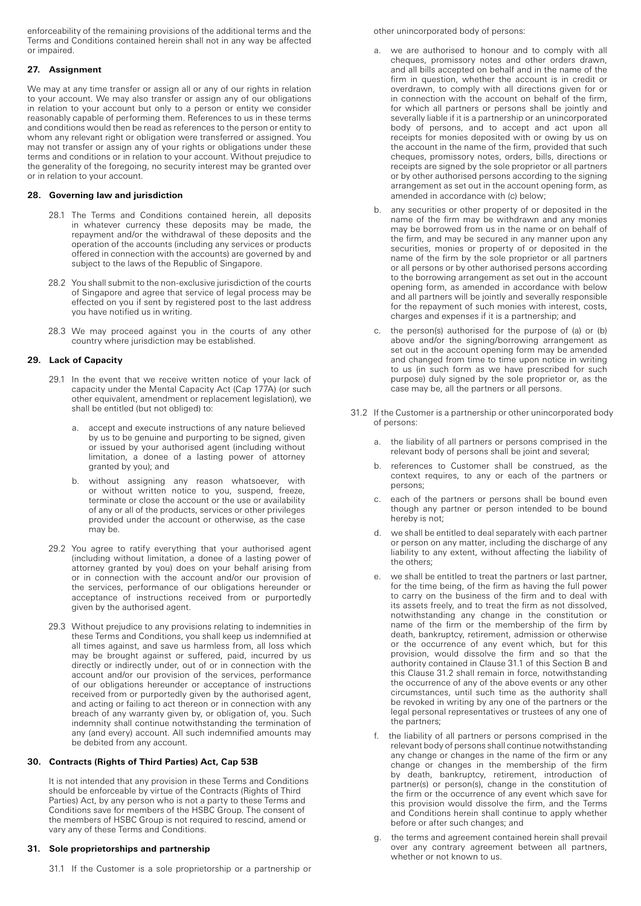enforceability of the remaining provisions of the additional terms and the Terms and Conditions contained herein shall not in any way be affected or impaired.

## 27. Assignment

We may at any time transfer or assign all or any of our rights in relation to your account. We may also transfer or assign any of our obligations in relation to your account but only to a person or entity we consider reasonably capable of performing them. References to us in these terms and conditions would then be read as references to the person or entity to whom any relevant right or obligation were transferred or assigned. You may not transfer or assign any of your rights or obligations under these terms and conditions or in relation to your account. Without prejudice to the generality of the foregoing, no security interest may be granted over or in relation to your account.

## 28. Governing law and jurisdiction

28.1 The Terms and Conditions contained herein, all deposits in whatever currency these deposits may be made, the repayment and/or the withdrawal of these deposits and the operation of the accounts (including any services or products offered in connection with the accounts) are governed by and subject to the laws of the Republic of Singapore.

28.2 You shall submit to the non-exclusive jurisdiction of the courts of Singapore and agree that service of legal process may be effected on you if sent by registered post to the last address you have notified us in writing.

28.3 We may proceed against you in the courts of any other country where jurisdiction may be established.

## 29. Lack of Capacity

29.1 In the event that we receive written notice of your lack of capacity under the Mental Capacity Act (Cap 177A) (or such other equivalent, amendment or replacement legislation), we shall be entitled (but not obliged) to:

a. accept and execute instructions of any nature believed by us to be genuine and purporting to be signed, given or issued by your authorised agent (including without limitation, a donee of a lasting power of attorney granted by you); and

b. without assigning any reason whatsoever, with or without written notice to you, suspend, freeze, terminate or close the account or the use or availability of any or all of the products, services or other privileges provided under the account or otherwise, as the case may be.

29.2 You agree to ratify everything that your authorised agent (including without limitation, a donee of a lasting power of attorney granted by you) does on your behalf arising from or in connection with the account and/or our provision of the services, performance of our obligations hereunder or acceptance of instructions received from or purportedly given by the authorised agent.

29.3 Without prejudice to any provisions relating to indemnities in these Terms and Conditions, you shall keep us indemnified at all times against, and save us harmless from, all loss which may be brought against or suffered, paid, incurred by us directly or indirectly under, out of or in connection with the account and/or our provision of the services, performance of our obligations hereunder or acceptance of instructions received from or purportedly given by the authorised agent, and acting or failing to act thereon or in connection with any breach of any warranty given by, or obligation of, you. Such indemnity shall continue notwithstanding the termination of any (and every) account. All such indemnified amounts may be debited from any account.

## 30. Contracts (Rights of Third Parties) Act, Cap 53B

It is not intended that any provision in these Terms and Conditions should be enforceable by virtue of the Contracts (Rights of Third Parties) Act, by any person who is not a party to these Terms and Conditions save for members of the HSBC Group. The consent of the members of HSBC Group is not required to rescind, amend or vary any of these Terms and Conditions.

## 31. Sole proprietorships and partnership

31.1 If the Customer is a sole proprietorship or a partnership or other unincorporated body of persons:

a. we are authorised to honour and to comply with all cheques, promissory notes and other orders drawn, and all bills accepted on behalf and in the name of the firm in question, whether the account is in credit or overdrawn, to comply with all directions given for or in connection with the account on behalf of the firm, for which all partners or persons shall be jointly and severally liable if it is a partnership or an unincorporated body of persons, and to accept and act upon all receipts for monies deposited with or owing by us on the account in the name of the firm, provided that such cheques, promissory notes, orders, bills, directions or receipts are signed by the sole proprietor or all partners or by other authorised persons according to the signing arrangement as set out in the account opening form, as amended in accordance with (c) below;

b. any securities or other property of or deposited in the name of the firm may be withdrawn and any monies may be borrowed from us in the name or on behalf of the firm, and may be secured in any manner upon any securities, monies or property of or deposited in the name of the firm by the sole proprietor or all partners or all persons or by other authorised persons according to the borrowing arrangement as set out in the account opening form, as amended in accordance with below and all partners will be jointly and severally responsible for the repayment of such monies with interest, costs, charges and expenses if it is a partnership; and

c. the person(s) authorised for the purpose of (a) or (b) above and/or the signing/borrowing arrangement as set out in the account opening form may be amended and changed from time to time upon notice in writing to us (in such form as we have prescribed for such purpose) duly signed by the sole proprietor or, as the case may be, all the partners or all persons.

31.2 If the Customer is a partnership or other unincorporated body of persons:

a. the liability of all partners or persons comprised in the relevant body of persons shall be joint and several;

b. references to Customer shall be construed, as the context requires, to any or each of the partners or persons;

c. each of the partners or persons shall be bound even though any partner or person intended to be bound hereby is not;

d. we shall be entitled to deal separately with each partner or person on any matter, including the discharge of any liability to any extent, without affecting the liability of the others;

e. we shall be entitled to treat the partners or last partner, for the time being, of the firm as having the full power to carry on the business of the firm and to deal with its assets freely, and to treat the firm as not dissolved, notwithstanding any change in the constitution or name of the firm or the membership of the firm by death, bankruptcy, retirement, admission or otherwise or the occurrence of any event which, but for this provision, would dissolve the firm and so that the authority contained in Clause 31.1 of this Section B and this Clause 31.2 shall remain in force, notwithstanding the occurrence of any of the above events or any other circumstances, until such time as the authority shall be revoked in writing by any one of the partners or the legal personal representatives or trustees of any one of the partners;

f. the liability of all partners or persons comprised in the relevant body of persons shall continue notwithstanding any change or changes in the name of the firm or any change or changes in the membership of the firm by death, bankruptcy, retirement, introduction of partner(s) or person(s), change in the constitution of the firm or the occurrence of any event which save for this provision would dissolve the firm, and the Terms and Conditions herein shall continue to apply whether before or after such changes; and

g. the terms and agreement contained herein shall prevail over any contrary agreement between all partners, whether or not known to us.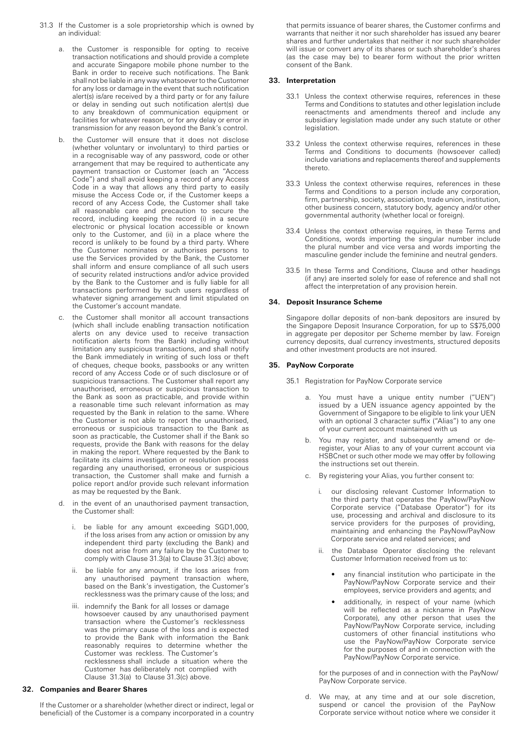31.3 If the Customer is a sole proprietorship which is owned by an individual:

a. the Customer is responsible for opting to receive transaction notifications and should provide a complete and accurate Singapore mobile phone number to the Bank in order to receive such notifications. The Bank shall not be liable in any way whatsoever to the Customer for any loss or damage in the event that such notification alert(s) is/are received by a third party or for any failure or delay in sending out such notification alert(s) due to any breakdown of communication equipment or facilities for whatever reason, or for any delay or error in transmission for any reason beyond the Bank's control.

b. the Customer will ensure that it does not disclose (whether voluntary or involuntary) to third parties or in a recognisable way of any password, code or other arrangement that may be required to authenticate any payment transaction or Customer (each an "Access Code") and shall avoid keeping a record of any Access Code in a way that allows any third party to easily misuse the Access Code or, if the Customer keeps a record of any Access Code, the Customer shall take all reasonable care and precaution to secure the record, including keeping the record (i) in a secure electronic or physical location accessible or known only to the Customer, and (ii) in a place where the record is unlikely to be found by a third party. Where the Customer nominates or authorises persons to use the Services provided by the Bank, the Customer shall inform and ensure compliance of all such users of security related instructions and/or advice provided by the Bank to the Customer and is fully liable for all transactions performed by such users regardless of whatever signing arrangement and limit stipulated on the Customer's account mandate.

c. the Customer shall monitor all account transactions (which shall include enabling transaction notification alerts on any device used to receive transaction notification alerts from the Bank) including without limitation any suspicious transactions, and shall notify the Bank immediately in writing of such loss or theft of cheques, cheque books, passbooks or any written record of any Access Code or of such disclosure or of suspicious transactions. The Customer shall report any unauthorised, erroneous or suspicious transaction to the Bank as soon as practicable, and provide within a reasonable time such relevant information as may requested by the Bank in relation to the same. Where the Customer is not able to report the unauthorised, erroneous or suspicious transaction to the Bank as soon as practicable, the Customer shall if the Bank so requests, provide the Bank with reasons for the delay in making the report. Where requested by the Bank to facilitate its claims investigation or resolution process regarding any unauthorised, erroneous or suspicious transaction, the Customer shall make and furnish a police report and/or provide such relevant information as may be requested by the Bank.

d. in the event of an unauthorised payment transaction, the Customer shall:

   i. be liable for any amount exceeding SGD1,000, if the loss arises from any action or omission by any independent third party (excluding the Bank) and does not arise from any failure by the Customer to comply with Clause 31.3(a) to Clause 31.3(c) above;

   ii. be liable for any amount, if the loss arises from any unauthorised payment transaction where, based on the Bank's investigation, the Customer's recklessness was the primary cause of the loss; and

   iii. indemnify the Bank for all losses or damage howsoever caused by any unauthorised payment transaction where the Customer's recklessness was the primary cause of the loss and is expected to provide the Bank with information the Bank reasonably requires to determine whether the Customer was reckless. The Customer's recklessness shall include a situation where the Customer has deliberately not complied with Clause 31.3(a) to Clause 31.3(c) above.

### 32. Companies and Bearer Shares

If the Customer or a shareholder (whether direct or indirect, legal or beneficial) of the Customer is a company incorporated in a country that permits issuance of bearer shares, the Customer confirms and warrants that neither it nor such shareholder has issued any bearer shares and further undertakes that neither it nor such shareholder will issue or convert any of its shares or such shareholder's shares (as the case may be) to bearer form without the prior written consent of the Bank.

### 33. Interpretation

33.1 Unless the context otherwise requires, references in these Terms and Conditions to statutes and other legislation include reenactments and amendments thereof and include any subsidiary legislation made under any such statute or other legislation.

33.2 Unless the context otherwise requires, references in these Terms and Conditions to documents (howsoever called) include variations and replacements thereof and supplements thereto.

33.3 Unless the context otherwise requires, references in these Terms and Conditions to a person include any corporation, firm, partnership, society, association, trade union, institution, other business concern, statutory body, agency and/or other governmental authority (whether local or foreign).

33.4 Unless the context otherwise requires, in these Terms and Conditions, words importing the singular number include the plural number and vice versa and words importing the masculine gender include the feminine and neutral genders.

33.5 In these Terms and Conditions, Clause and other headings (if any) are inserted solely for ease of reference and shall not affect the interpretation of any provision herein.

### 34. Deposit Insurance Scheme

Singapore dollar deposits of non-bank depositors are insured by the Singapore Deposit Insurance Corporation, for up to S$75,000 in aggregate per depositor per Scheme member by law. Foreign currency deposits, dual currency investments, structured deposits and other investment products are not insured.

### 35. PayNow Corporate

35.1 Registration for PayNow Corporate service

a. You must have a unique entity number ("UEN") issued by a UEN issuance agency appointed by the Government of Singapore to be eligible to link your UEN with an optional 3 character suffix ("Alias") to any one of your current account maintained with us

b. You may register, and subsequently amend or de-register, your Alias to any of your current account via HSBCnet or such other mode we may offer by following the instructions set out therein.

c. By registering your Alias, you further consent to:

   i. our disclosing relevant Customer Information to the third party that operates the PayNow/PayNow Corporate service ("Database Operator") for its use, processing and archival and disclosure to its service providers for the purposes of providing, maintaining and enhancing the PayNow/PayNow Corporate service and related services; and

   ii. the Database Operator disclosing the relevant Customer Information received from us to:

      - any financial institution who participate in the PayNow/PayNow Corporate service and their employees, service providers and agents; and
      - additionally, in respect of your name (which will be reflected as a nickname in PayNow Corporate), any other person that uses the PayNow/PayNow Corporate service, including customers of other financial institutions who use the PayNow/PayNow Corporate service for the purposes of and in connection with the PayNow/PayNow Corporate service.

   for the purposes of and in connection with the PayNow/PayNow Corporate service.

d. We may, at any time and at our sole discretion, suspend or cancel the provision of the PayNow Corporate service without notice where we consider it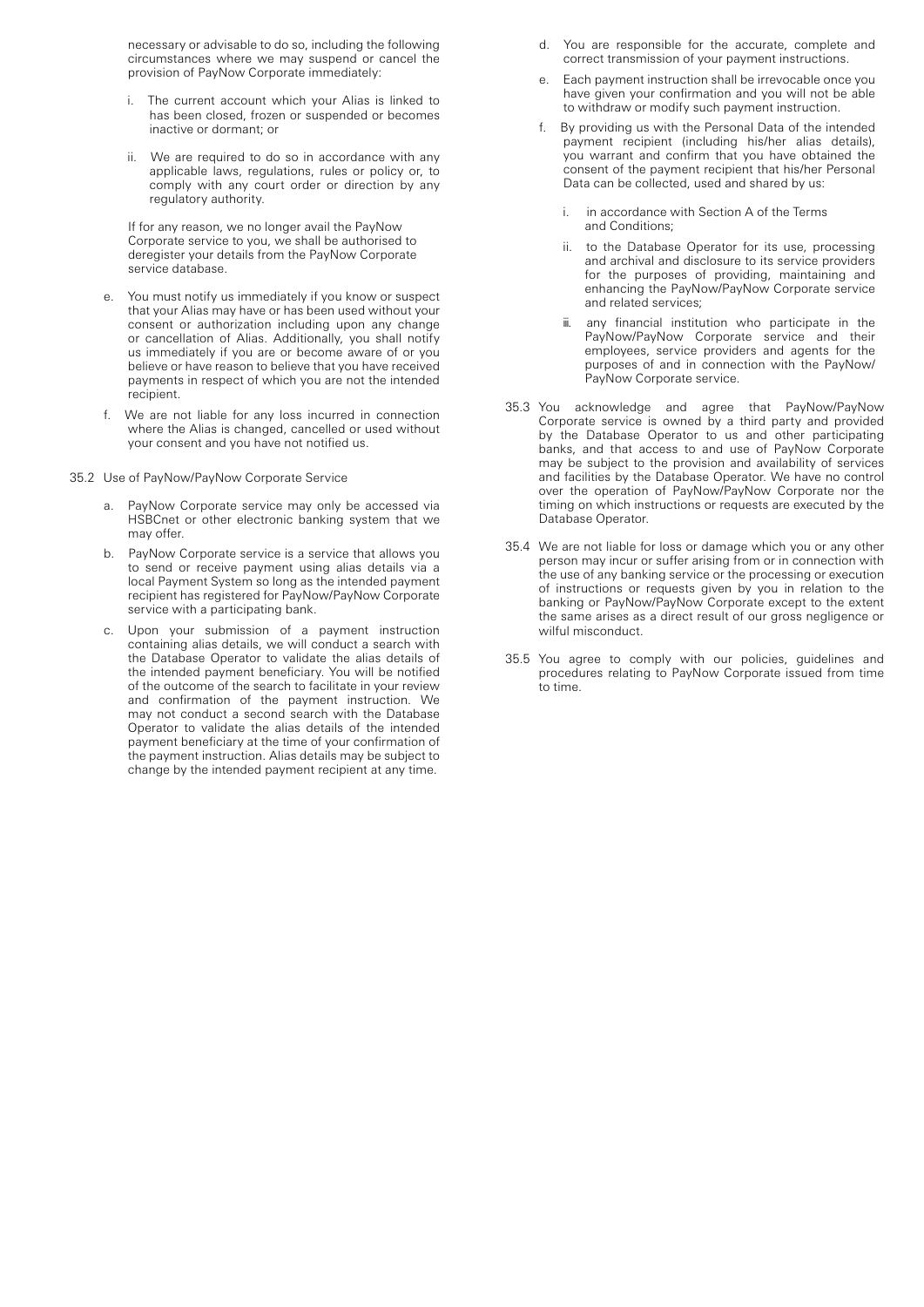necessary or advisable to do so, including the following circumstances where we may suspend or cancel the provision of PayNow Corporate immediately:

i. The current account which your Alias is linked to has been closed, frozen or suspended or becomes inactive or dormant; or

ii. We are required to do so in accordance with any applicable laws, regulations, rules or policy or, to comply with any court order or direction by any regulatory authority.

If for any reason, we no longer avail the PayNow Corporate service to you, we shall be authorised to deregister your details from the PayNow Corporate service database.

e. You must notify us immediately if you know or suspect that your Alias may have or has been used without your consent or authorization including upon any change or cancellation of Alias. Additionally, you shall notify us immediately if you are or become aware of or you believe or have reason to believe that you have received payments in respect of which you are not the intended recipient.

f. We are not liable for any loss incurred in connection where the Alias is changed, cancelled or used without your consent and you have not notified us.

35.2 Use of PayNow/PayNow Corporate Service

a. PayNow Corporate service may only be accessed via HSBCnet or other electronic banking system that we may offer.

b. PayNow Corporate service is a service that allows you to send or receive payment using alias details via a local Payment System so long as the intended payment recipient has registered for PayNow/PayNow Corporate service with a participating bank.

c. Upon your submission of a payment instruction containing alias details, we will conduct a search with the Database Operator to validate the alias details of the intended payment beneficiary. You will be notified of the outcome of the search to facilitate in your review and confirmation of the payment instruction. We may not conduct a second search with the Database Operator to validate the alias details of the intended payment beneficiary at the time of your confirmation of the payment instruction. Alias details may be subject to change by the intended payment recipient at any time.

d. You are responsible for the accurate, complete and correct transmission of your payment instructions.

e. Each payment instruction shall be irrevocable once you have given your confirmation and you will not be able to withdraw or modify such payment instruction.

f. By providing us with the Personal Data of the intended payment recipient (including his/her alias details), you warrant and confirm that you have obtained the consent of the payment recipient that his/her Personal Data can be collected, used and shared by us:

i. in accordance with Section A of the Terms and Conditions;

ii. to the Database Operator for its use, processing and archival and disclosure to its service providers for the purposes of providing, maintaining and enhancing the PayNow/PayNow Corporate service and related services;

iii. any financial institution who participate in the PayNow/PayNow Corporate service and their employees, service providers and agents for the purposes of and in connection with the PayNow/PayNow Corporate service.

35.3 You acknowledge and agree that PayNow/PayNow Corporate service is owned by a third party and provided by the Database Operator to us and other participating banks, and that access to and use of PayNow Corporate may be subject to the provision and availability of services and facilities by the Database Operator. We have no control over the operation of PayNow/PayNow Corporate nor the timing on which instructions or requests are executed by the Database Operator.

35.4 We are not liable for loss or damage which you or any other person may incur or suffer arising from or in connection with the use of any banking service or the processing or execution of instructions or requests given by you in relation to the banking or PayNow/PayNow Corporate except to the extent the same arises as a direct result of our gross negligence or wilful misconduct.

35.5 You agree to comply with our policies, guidelines and procedures relating to PayNow Corporate issued from time to time.